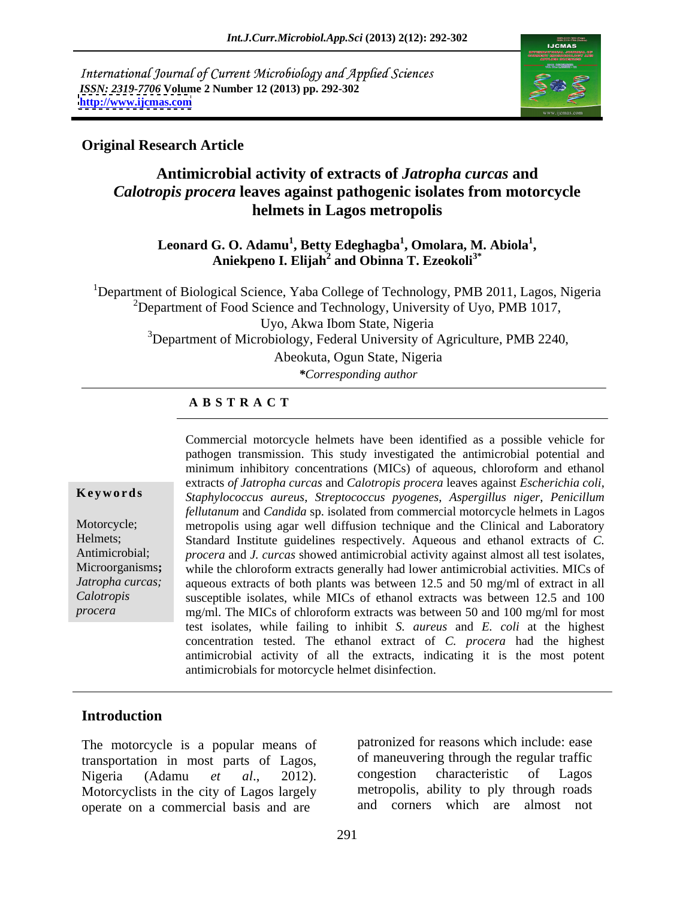International Journal of Current Microbiology and Applied Sciences
*ISSN: 2319-7706* **Volume 2 Number 12 (2013) pp. 292-302**
**http://www.ijcmas.com**

**Original Research Article**

# Antimicrobial activity of extracts of *Jatropha curcas* and *Calotropis procera* leaves against pathogenic isolates from motorcycle helmets in Lagos metropolis

**Leonard G. O. Adamu[1], Betty Edeghagba[1], Omolara, M. Abiola[1], Aniekpeno I. Elijah[2] and Obinna T. Ezeokoli[3*]**

[1]Department of Biological Science, Yaba College of Technology, PMB 2011, Lagos, Nigeria
[2]Department of Food Science and Technology, University of Uyo, PMB 1017, Uyo, Akwa Ibom State, Nigeria
[3]Department of Microbiology, Federal University of Agriculture, PMB 2240, Abeokuta, Ogun State, Nigeria
*\*Corresponding author*

## A B S T R A C T

**Keywords**

Motorcycle; Helmets; Antimicrobial; Microorganisms**;** *Jatropha curcas; Calotropis procera*

Commercial motorcycle helmets have been identified as a possible vehicle for pathogen transmission. This study investigated the antimicrobial potential and minimum inhibitory concentrations (MICs) of aqueous, chloroform and ethanol extracts *of Jatropha curcas* and *Calotropis procera* leaves against *Escherichia coli*, *Staphylococcus aureus*, *Streptococcus pyogenes*, *Aspergillus niger*, *Penicillum fellutanum* and *Candida* sp. isolated from commercial motorcycle helmets in Lagos metropolis using agar well diffusion technique and the Clinical and Laboratory Standard Institute guidelines respectively. Aqueous and ethanol extracts of *C. procera* and *J. curcas* showed antimicrobial activity against almost all test isolates, while the chloroform extracts generally had lower antimicrobial activities. MICs of aqueous extracts of both plants was between 12.5 and 50 mg/ml of extract in all susceptible isolates, while MICs of ethanol extracts was between 12.5 and 100 mg/ml. The MICs of chloroform extracts was between 50 and 100 mg/ml for most test isolates, while failing to inhibit *S. aureus* and *E. coli* at the highest concentration tested. The ethanol extract of *C. procera* had the highest antimicrobial activity of all the extracts, indicating it is the most potent antimicrobials for motorcycle helmet disinfection.

## Introduction

The motorcycle is a popular means of transportation in most parts of Lagos, Nigeria (Adamu *et al.*, 2012). Motorcyclists in the city of Lagos largely operate on a commercial basis and are patronized for reasons which include: ease of maneuvering through the regular traffic congestion characteristic of Lagos metropolis, ability to ply through roads and corners which are almost not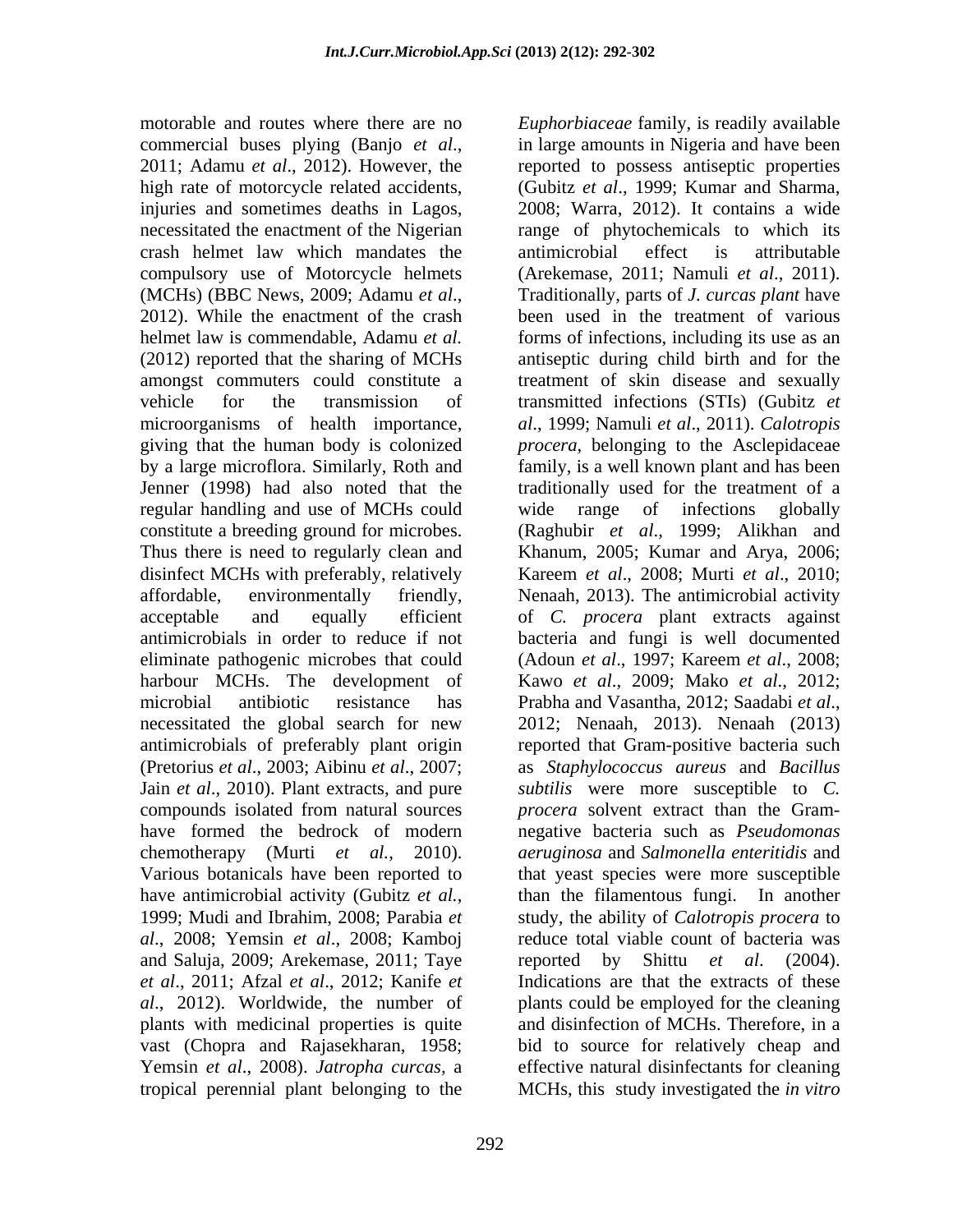motorable and routes where there are no commercial buses plying (Banjo *et al*., 2011; Adamu *et al*., 2012). However, the high rate of motorcycle related accidents, injuries and sometimes deaths in Lagos, necessitated the enactment of the Nigerian crash helmet law which mandates the compulsory use of Motorcycle helmets (MCHs) (BBC News, 2009; Adamu *et al*., 2012). While the enactment of the crash helmet law is commendable, Adamu *et al.* (2012) reported that the sharing of MCHs amongst commuters could constitute a vehicle for the transmission of microorganisms of health importance, giving that the human body is colonized by a large microflora. Similarly, Roth and Jenner (1998) had also noted that the regular handling and use of MCHs could constitute a breeding ground for microbes. Thus there is need to regularly clean and disinfect MCHs with preferably, relatively affordable, environmentally friendly, acceptable and equally efficient antimicrobials in order to reduce if not eliminate pathogenic microbes that could harbour MCHs. The development of microbial antibiotic resistance has necessitated the global search for new antimicrobials of preferably plant origin (Pretorius *et al*., 2003; Aibinu *et al*., 2007; Jain *et al*., 2010). Plant extracts, and pure compounds isolated from natural sources have formed the bedrock of modern chemotherapy (Murti *et al.*, 2010). Various botanicals have been reported to have antimicrobial activity (Gubitz *et al.,* 1999; Mudi and Ibrahim, 2008; Parabia *et al*., 2008; Yemsin *et al*., 2008; Kamboj and Saluja, 2009; Arekemase, 2011; Taye *et al*., 2011; Afzal *et al*., 2012; Kanife *et al*., 2012). Worldwide, the number of plants with medicinal properties is quite vast (Chopra and Rajasekharan, 1958; Yemsin *et al*., 2008). *Jatropha curcas,* a tropical perennial plant belonging to the *Euphorbiaceae* family, is readily available in large amounts in Nigeria and have been reported to possess antiseptic properties (Gubitz *et al*., 1999; Kumar and Sharma, 2008; Warra, 2012). It contains a wide range of phytochemicals to which its antimicrobial effect is attributable (Arekemase, 2011; Namuli *et al*., 2011). Traditionally, parts of *J. curcas plant* have been used in the treatment of various forms of infections, including its use as an antiseptic during child birth and for the treatment of skin disease and sexually transmitted infections (STIs) (Gubitz *et al*., 1999; Namuli *et al*., 2011). *Calotropis procera*, belonging to the Asclepidaceae family, is a well known plant and has been traditionally used for the treatment of a wide range of infections globally (Raghubir *et al*., 1999; Alikhan and Khanum, 2005; Kumar and Arya, 2006; Kareem *et al*., 2008; Murti *et al*., 2010; Nenaah, 2013). The antimicrobial activity of *C. procera* plant extracts against bacteria and fungi is well documented (Adoun *et al*., 1997; Kareem *et al*., 2008; Kawo *et al*., 2009; Mako *et al*., 2012; Prabha and Vasantha, 2012; Saadabi *et al*., 2012; Nenaah, 2013). Nenaah (2013) reported that Gram-positive bacteria such as *Staphylococcus aureus* and *Bacillus subtilis* were more susceptible to *C. procera* solvent extract than the Gram-negative bacteria such as *Pseudomonas aeruginosa* and *Salmonella enteritidis* and that yeast species were more susceptible than the filamentous fungi. In another study, the ability of *Calotropis procera* to reduce total viable count of bacteria was reported by Shittu *et al*. (2004). Indications are that the extracts of these plants could be employed for the cleaning and disinfection of MCHs. Therefore, in a bid to source for relatively cheap and effective natural disinfectants for cleaning MCHs, this study investigated the *in vitro*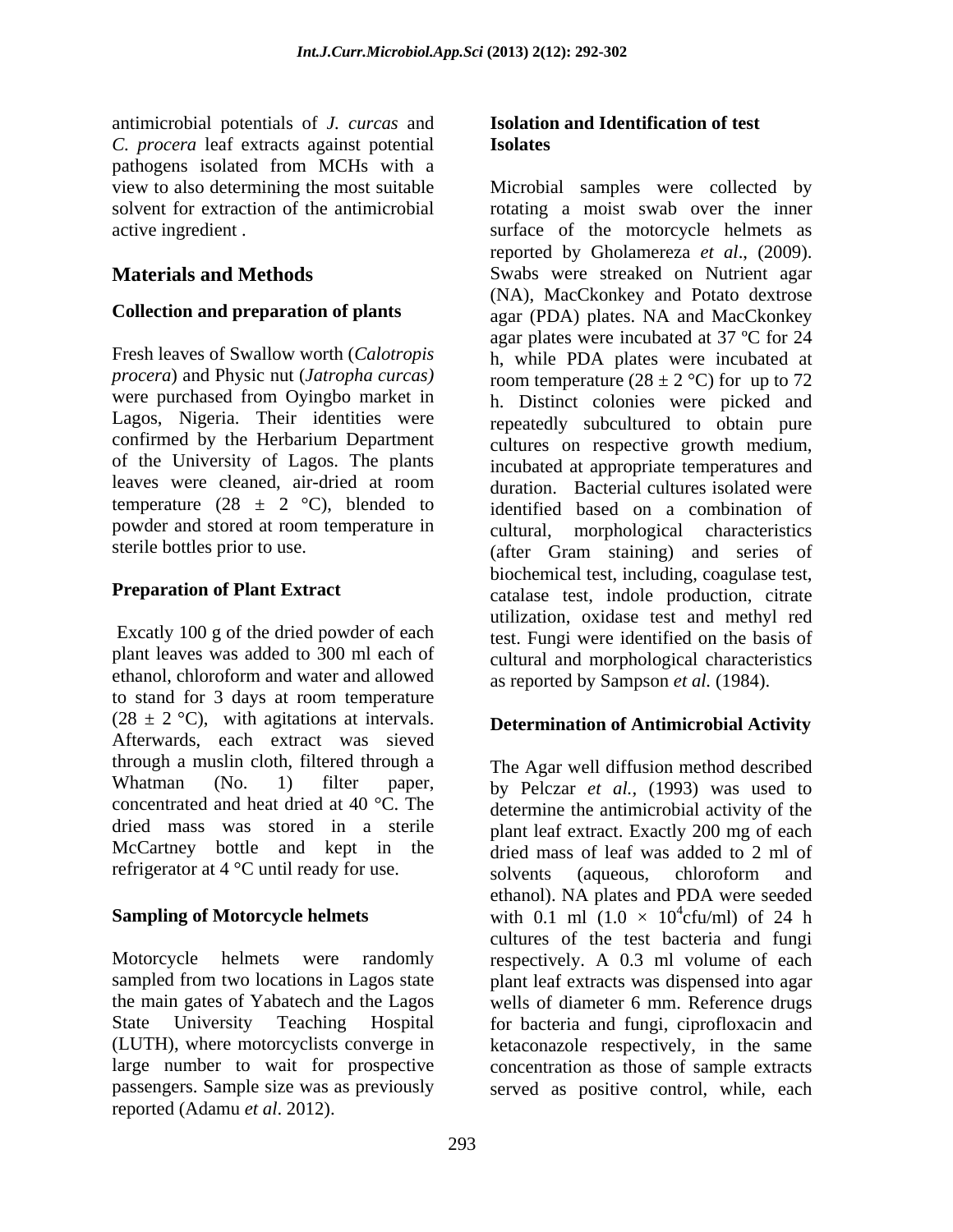antimicrobial potentials of *J. curcas* and *C. procera* leaf extracts against potential pathogens isolated from MCHs with a view to also determining the most suitable solvent for extraction of the antimicrobial active ingredient .

## Materials and Methods

### Collection and preparation of plants

Fresh leaves of Swallow worth (*Calotropis procera*) and Physic nut (*Jatropha curcas)* were purchased from Oyingbo market in Lagos, Nigeria. Their identities were confirmed by the Herbarium Department of the University of Lagos. The plants leaves were cleaned, air-dried at room temperature ($28 \pm 2$ °C), blended to powder and stored at room temperature in sterile bottles prior to use.

### Preparation of Plant Extract

Excatly 100 g of the dried powder of each plant leaves was added to 300 ml each of ethanol, chloroform and water and allowed to stand for 3 days at room temperature ($28 \pm 2$ °C), with agitations at intervals. Afterwards, each extract was sieved through a muslin cloth, filtered through a Whatman (No. 1) filter paper, concentrated and heat dried at 40 °C. The dried mass was stored in a sterile McCartney bottle and kept in the refrigerator at 4 °C until ready for use.

### Sampling of Motorcycle helmets

Motorcycle helmets were randomly sampled from two locations in Lagos state the main gates of Yabatech and the Lagos State University Teaching Hospital (LUTH), where motorcyclists converge in large number to wait for prospective passengers. Sample size was as previously reported (Adamu *et al*. 2012).

### Isolation and Identification of test Isolates

Microbial samples were collected by rotating a moist swab over the inner surface of the motorcycle helmets as reported by Gholamereza *et al*., (2009). Swabs were streaked on Nutrient agar (NA), MacCkonkey and Potato dextrose agar (PDA) plates. NA and MacCkonkey agar plates were incubated at 37 ºC for 24 h, while PDA plates were incubated at room temperature ($28 \pm 2$ °C) for up to 72 h. Distinct colonies were picked and repeatedly subcultured to obtain pure cultures on respective growth medium, incubated at appropriate temperatures and duration. Bacterial cultures isolated were identified based on a combination of cultural, morphological characteristics (after Gram staining) and series of biochemical test, including, coagulase test, catalase test, indole production, citrate utilization, oxidase test and methyl red test. Fungi were identified on the basis of cultural and morphological characteristics as reported by Sampson *et al.* (1984).

### Determination of Antimicrobial Activity

The Agar well diffusion method described by Pelczar *et al.*, (1993) was used to determine the antimicrobial activity of the plant leaf extract. Exactly 200 mg of each dried mass of leaf was added to 2 ml of solvents (aqueous, chloroform and ethanol). NA plates and PDA were seeded with 0.1 ml ($1.0 \times 10^4$cfu/ml) of 24 h cultures of the test bacteria and fungi respectively. A 0.3 ml volume of each plant leaf extracts was dispensed into agar wells of diameter 6 mm. Reference drugs for bacteria and fungi, ciprofloxacin and ketaconazole respectively, in the same concentration as those of sample extracts served as positive control, while, each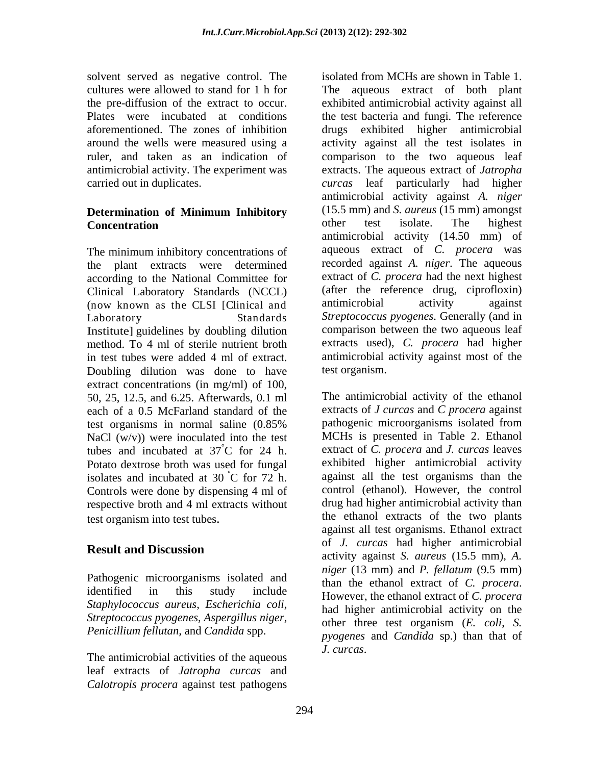solvent served as negative control. The cultures were allowed to stand for 1 h for the pre-diffusion of the extract to occur. Plates were incubated at conditions aforementioned. The zones of inhibition around the wells were measured using a ruler, and taken as an indication of antimicrobial activity. The experiment was carried out in duplicates.

### Determination of Minimum Inhibitory Concentration

The minimum inhibitory concentrations of the plant extracts were determined according to the National Committee for Clinical Laboratory Standards (NCCL) (now known as the CLSI [Clinical and Laboratory Standards Institute] guidelines by doubling dilution method. To 4 ml of sterile nutrient broth in test tubes were added 4 ml of extract. Doubling dilution was done to have extract concentrations (in mg/ml) of 100, 50, 25, 12.5, and 6.25. Afterwards, 0.1 ml each of a 0.5 McFarland standard of the test organisms in normal saline (0.85% NaCl (w/v)) were inoculated into the test tubes and incubated at 37°C for 24 h. Potato dextrose broth was used for fungal isolates and incubated at 30 °C for 72 h. Controls were done by dispensing 4 ml of respective broth and 4 ml extracts without test organism into test tubes.

## Result and Discussion

Pathogenic microorganisms isolated and identified in this study include *Staphylococcus aureus*, *Escherichia coli*, *Streptococcus pyogenes*, *Aspergillus niger*, *Penicillium fellutan*, and *Candida* spp.

The antimicrobial activities of the aqueous leaf extracts of *Jatropha curcas* and *Calotropis procera* against test pathogens isolated from MCHs are shown in Table 1. The aqueous extract of both plant exhibited antimicrobial activity against all the test bacteria and fungi. The reference drugs exhibited higher antimicrobial activity against all the test isolates in comparison to the two aqueous leaf extracts. The aqueous extract of *Jatropha curcas* leaf particularly had higher antimicrobial activity against *A. niger* (15.5 mm) and *S. aureus* (15 mm) amongst other test isolate. The highest antimicrobial activity (14.50 mm) of aqueous extract of *C. procera* was recorded against *A. niger*. The aqueous extract of *C. procera* had the next highest (after the reference drug, ciprofloxin) antimicrobial activity against *Streptococcus pyogenes*. Generally (and in comparison between the two aqueous leaf extracts used), *C. procera* had higher antimicrobial activity against most of the test organism.

The antimicrobial activity of the ethanol extracts of *J curcas* and *C procera* against pathogenic microorganisms isolated from MCHs is presented in Table 2. Ethanol extract of *C. procera* and *J. curcas* leaves exhibited higher antimicrobial activity against all the test organisms than the control (ethanol). However, the control drug had higher antimicrobial activity than the ethanol extracts of the two plants against all test organisms. Ethanol extract of *J. curcas* had higher antimicrobial activity against *S. aureus* (15.5 mm), *A. niger* (13 mm) and *P. fellatum* (9.5 mm) than the ethanol extract of *C. procera*. However, the ethanol extract of *C. procera* had higher antimicrobial activity on the other three test organism (*E. coli*, *S. pyogenes* and *Candida* sp.) than that of *J. curcas*.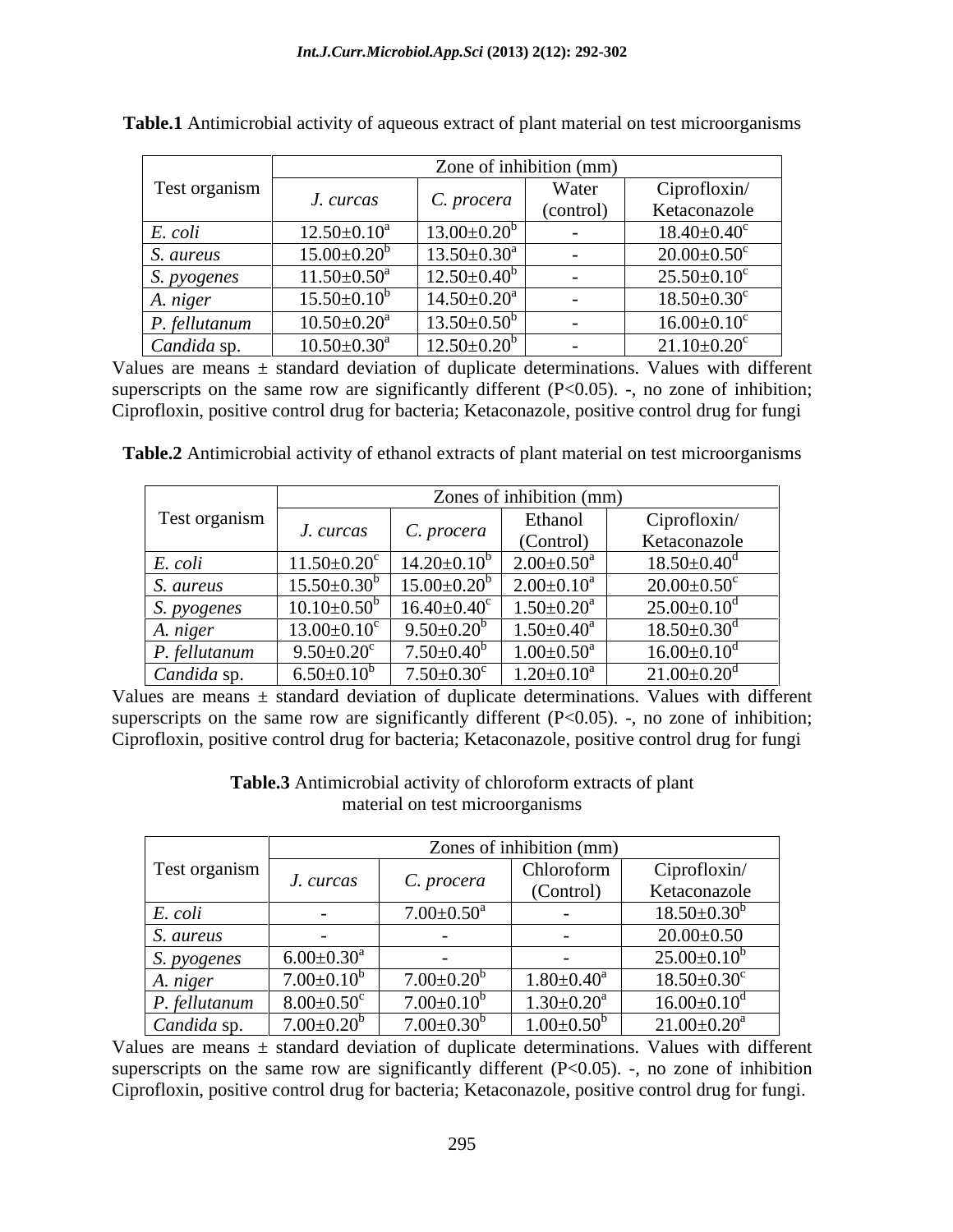**Table.1** Antimicrobial activity of aqueous extract of plant material on test microorganisms

| Test organism | Zone of inhibition (mm) | | | |
|---|---|---|---|---|
| | *J. curcas* | *C. procera* | Water (control) | Ciprofloxin/ Ketaconazole |
| *E. coli* | $12.50\pm0.10^a$ | $13.00\pm0.20^b$ | - | $18.40\pm0.40^c$ |
| *S. aureus* | $15.00\pm0.20^b$ | $13.50\pm0.30^a$ | - | $20.00\pm0.50^c$ |
| *S. pyogenes* | $11.50\pm0.50^a$ | $12.50\pm0.40^b$ | - | $25.50\pm0.10^c$ |
| *A. niger* | $15.50\pm0.10^b$ | $14.50\pm0.20^a$ | - | $18.50\pm0.30^c$ |
| *P. fellutanum* | $10.50\pm0.20^a$ | $13.50\pm0.50^b$ | - | $16.00\pm0.10^c$ |
| *Candida* sp. | $10.50\pm0.30^a$ | $12.50\pm0.20^b$ | - | $21.10\pm0.20^c$ |

Values are means ± standard deviation of duplicate determinations. Values with different superscripts on the same row are significantly different (P<0.05). -, no zone of inhibition; Ciprofloxin, positive control drug for bacteria; Ketaconazole, positive control drug for fungi

**Table.2** Antimicrobial activity of ethanol extracts of plant material on test microorganisms

| Test organism | Zones of inhibition (mm) | | | |
|---|---|---|---|---|
| | *J. curcas* | *C. procera* | Ethanol (Control) | Ciprofloxin/ Ketaconazole |
| *E. coli* | $11.50\pm0.20^c$ | $14.20\pm0.10^b$ | $2.00\pm0.50^a$ | $18.50\pm0.40^d$ |
| *S. aureus* | $15.50\pm0.30^b$ | $15.00\pm0.20^b$ | $2.00\pm0.10^a$ | $20.00\pm0.50^c$ |
| *S. pyogenes* | $10.10\pm0.50^b$ | $16.40\pm0.40^c$ | $1.50\pm0.20^a$ | $25.00\pm0.10^d$ |
| *A. niger* | $13.00\pm0.10^c$ | $9.50\pm0.20^b$ | $1.50\pm0.40^a$ | $18.50\pm0.30^d$ |
| *P. fellutanum* | $9.50\pm0.20^c$ | $7.50\pm0.40^b$ | $1.00\pm0.50^a$ | $16.00\pm0.10^d$ |
| *Candida* sp. | $6.50\pm0.10^b$ | $7.50\pm0.30^c$ | $1.20\pm0.10^a$ | $21.00\pm0.20^d$ |

Values are means ± standard deviation of duplicate determinations. Values with different superscripts on the same row are significantly different (P<0.05). -, no zone of inhibition; Ciprofloxin, positive control drug for bacteria; Ketaconazole, positive control drug for fungi

**Table.3** Antimicrobial activity of chloroform extracts of plant material on test microorganisms

| Test organism | Zones of inhibition (mm) | | | |
|---|---|---|---|---|
| | *J. curcas* | *C. procera* | Chloroform (Control) | Ciprofloxin/ Ketaconazole |
| *E. coli* | - | $7.00\pm0.50^a$ | - | $18.50\pm0.30^b$ |
| *S. aureus* | - | - | - | $20.00\pm0.50$ |
| *S. pyogenes* | $6.00\pm0.30^a$ | - | - | $25.00\pm0.10^b$ |
| *A. niger* | $7.00\pm0.10^b$ | $7.00\pm0.20^b$ | $1.80\pm0.40^a$ | $18.50\pm0.30^c$ |
| *P. fellutanum* | $8.00\pm0.50^c$ | $7.00\pm0.10^b$ | $1.30\pm0.20^a$ | $16.00\pm0.10^d$ |
| *Candida* sp. | $7.00\pm0.20^b$ | $7.00\pm0.30^b$ | $1.00\pm0.50^b$ | $21.00\pm0.20^a$ |

Values are means ± standard deviation of duplicate determinations. Values with different superscripts on the same row are significantly different (P<0.05). -, no zone of inhibition Ciprofloxin, positive control drug for bacteria; Ketaconazole, positive control drug for fungi.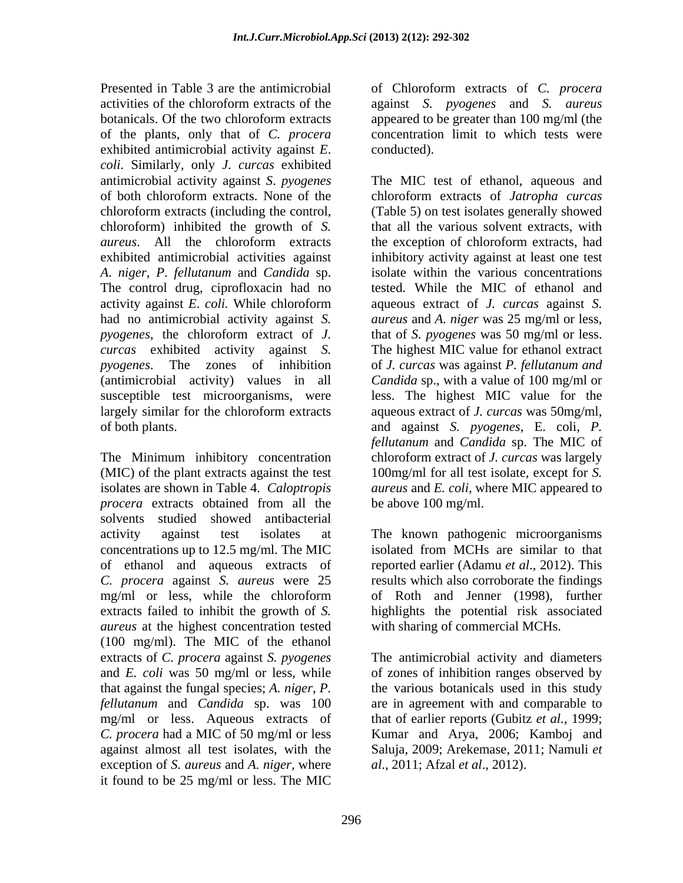Presented in Table 3 are the antimicrobial activities of the chloroform extracts of the botanicals. Of the two chloroform extracts of the plants, only that of *C. procera* exhibited antimicrobial activity against *E. coli*. Similarly, only *J. curcas* exhibited antimicrobial activity against *S. pyogenes* of both chloroform extracts. None of the chloroform extracts (including the control, chloroform) inhibited the growth of *S. aureus*. All the chloroform extracts exhibited antimicrobial activities against *A. niger*, *P. fellutanum* and *Candida* sp. The control drug, ciprofloxacin had no activity against *E. coli.* While chloroform had no antimicrobial activity against *S. pyogenes*, the chloroform extract of *J. curcas* exhibited activity against *S. pyogenes*. The zones of inhibition (antimicrobial activity) values in all susceptible test microorganisms, were largely similar for the chloroform extracts of both plants.

The Minimum inhibitory concentration (MIC) of the plant extracts against the test isolates are shown in Table 4. *Caloptropis procera* extracts obtained from all the solvents studied showed antibacterial activity against test isolates at concentrations up to 12.5 mg/ml. The MIC of ethanol and aqueous extracts of *C. procera* against *S. aureus* were 25 mg/ml or less, while the chloroform extracts failed to inhibit the growth of *S. aureus* at the highest concentration tested (100 mg/ml). The MIC of the ethanol extracts of *C. procera* against *S. pyogenes* and *E. coli* was 50 mg/ml or less, while that against the fungal species; *A. niger*, *P. fellutanum* and *Candida* sp. was 100 mg/ml or less. Aqueous extracts of *C. procera* had a MIC of 50 mg/ml or less against almost all test isolates, with the exception of *S. aureus* and *A. niger*, where it found to be 25 mg/ml or less. The MIC of Chloroform extracts of *C. procera* against *S. pyogenes* and *S. aureus* appeared to be greater than 100 mg/ml (the concentration limit to which tests were conducted).

The MIC test of ethanol, aqueous and chloroform extracts of *Jatropha curcas* (Table 5) on test isolates generally showed that all the various solvent extracts, with the exception of chloroform extracts, had inhibitory activity against at least one test isolate within the various concentrations tested. While the MIC of ethanol and aqueous extract of *J. curcas* against *S. aureus* and *A. niger* was 25 mg/ml or less, that of *S. pyogenes* was 50 mg/ml or less. The highest MIC value for ethanol extract of *J. curcas* was against *P. fellutanum and Candida* sp., with a value of 100 mg/ml or less. The highest MIC value for the aqueous extract of *J. curcas* was 50mg/ml, and against *S. pyogenes*, E. coli, *P. fellutanum* and *Candida* sp. The MIC of chloroform extract of *J. curcas* was largely 100mg/ml for all test isolate, except for *S. aureus* and *E. coli,* where MIC appeared to be above 100 mg/ml.

The known pathogenic microorganisms isolated from MCHs are similar to that reported earlier (Adamu *et al*., 2012). This results which also corroborate the findings of Roth and Jenner (1998), further highlights the potential risk associated with sharing of commercial MCHs.

The antimicrobial activity and diameters of zones of inhibition ranges observed by the various botanicals used in this study are in agreement with and comparable to that of earlier reports (Gubitz *et al*., 1999; Kumar and Arya, 2006; Kamboj and Saluja, 2009; Arekemase, 2011; Namuli *et al*., 2011; Afzal *et al*., 2012).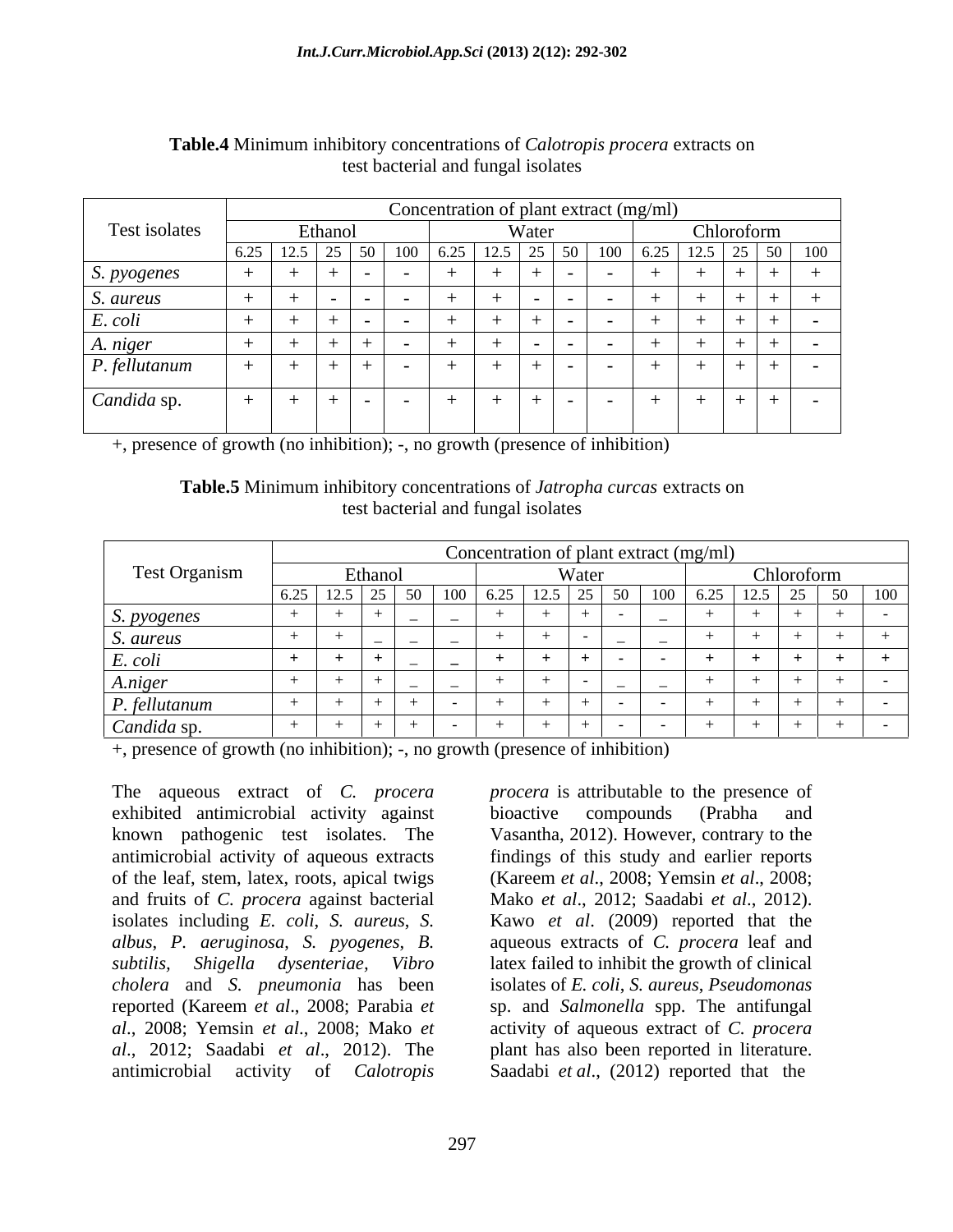**Table.4** Minimum inhibitory concentrations of *Calotropis procera* extracts on test bacterial and fungal isolates

| Test isolates | Concentration of plant extract (mg/ml) | | | | | | | | | | | | | | |
|---|---|---|---|---|---|---|---|---|---|---|---|---|---|---|---|
| | Ethanol | | | | | Water | | | | | Chloroform | | | | |
| | 6.25 | 12.5 | 25 | 50 | 100 | 6.25 | 12.5 | 25 | 50 | 100 | 6.25 | 12.5 | 25 | 50 | 100 |
| *S. pyogenes* | + | + | + | - | - | + | + | + | - | - | + | + | + | + | + |
| *S. aureus* | + | + | - | - | - | + | + | - | - | - | + | + | + | + | + |
| *E. coli* | + | + | + | - | - | + | + | + | - | - | + | + | + | + | - |
| *A. niger* | + | + | + | + | - | + | + | - | - | - | + | + | + | + | - |
| *P. fellutanum* | + | + | + | + | - | + | + | + | - | - | + | + | + | + | - |
| *Candida* sp. | + | + | + | - | - | + | + | + | - | - | + | + | + | + | - |

+, presence of growth (no inhibition); -, no growth (presence of inhibition)

**Table.5** Minimum inhibitory concentrations of *Jatropha curcas* extracts on test bacterial and fungal isolates

| Test Organism | Concentration of plant extract (mg/ml) | | | | | | | | | | | | | | |
|---|---|---|---|---|---|---|---|---|---|---|---|---|---|---|---|
| | Ethanol | | | | | Water | | | | | Chloroform | | | | |
| | 6.25 | 12.5 | 25 | 50 | 100 | 6.25 | 12.5 | 25 | 50 | 100 | 6.25 | 12.5 | 25 | 50 | 100 |
| *S. pyogenes* | + | + | + | _ | _ | + | + | + | - | _ | + | + | + | + | - |
| *S. aureus* | + | + | _ | _ | _ | + | + | - | _ | _ | + | + | + | + | + |
| *E. coli* | + | + | + | _ | _ | + | + | + | - | - | + | + | + | + | + |
| *A.niger* | + | + | + | _ | _ | + | + | - | _ | _ | + | + | + | + | - |
| *P. fellutanum* | + | + | + | + | - | + | + | + | - | - | + | + | + | + | - |
| *Candida* sp. | + | + | + | + | - | + | + | + | - | - | + | + | + | + | - |

+, presence of growth (no inhibition); -, no growth (presence of inhibition)

The aqueous extract of *C. procera* exhibited antimicrobial activity against known pathogenic test isolates. The antimicrobial activity of aqueous extracts of the leaf, stem, latex, roots, apical twigs and fruits of *C. procera* against bacterial isolates including *E. coli*, *S. aureus*, *S. albus*, *P. aeruginosa*, *S. pyogenes*, *B. subtilis, Shigella dysenteriae, Vibro cholera* and *S. pneumonia* has been reported (Kareem *et al*., 2008; Parabia *et al*., 2008; Yemsin *et al*., 2008; Mako *et al*., 2012; Saadabi *et al*., 2012). The antimicrobial activity of *Calotropis procera* is attributable to the presence of bioactive compounds (Prabha and Vasantha, 2012). However, contrary to the findings of this study and earlier reports (Kareem *et al*., 2008; Yemsin *et al*., 2008; Mako *et al*., 2012; Saadabi *et al*., 2012). Kawo *et al*. (2009) reported that the aqueous extracts of *C. procera* leaf and latex failed to inhibit the growth of clinical isolates of *E. coli*, *S. aureus*, *Pseudomonas* sp. and *Salmonella* spp. The antifungal activity of aqueous extract of *C. procera* plant has also been reported in literature. Saadabi *et al*., (2012) reported that the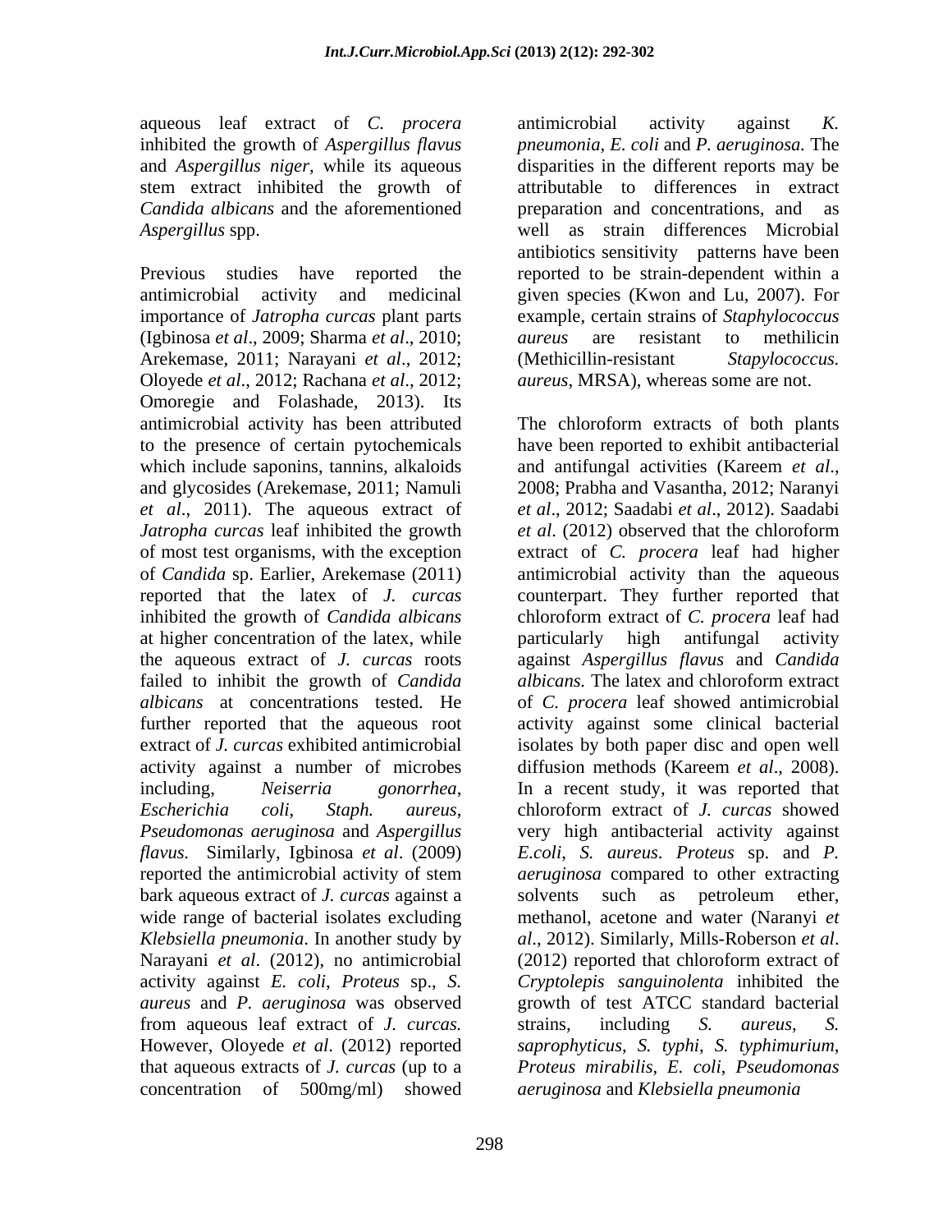aqueous leaf extract of *C. procera* inhibited the growth of *Aspergillus flavus* and *Aspergillus niger*, while its aqueous stem extract inhibited the growth of *Candida albicans* and the aforementioned *Aspergillus* spp.

Previous studies have reported the antimicrobial activity and medicinal importance of *Jatropha curcas* plant parts (Igbinosa *et al*., 2009; Sharma *et al*., 2010; Arekemase, 2011; Narayani *et al*., 2012; Oloyede *et al*., 2012; Rachana *et al*., 2012; Omoregie and Folashade, 2013). Its antimicrobial activity has been attributed to the presence of certain pytochemicals which include saponins, tannins, alkaloids and glycosides (Arekemase, 2011; Namuli *et al*., 2011). The aqueous extract of *Jatropha curcas* leaf inhibited the growth of most test organisms, with the exception of *Candida* sp. Earlier, Arekemase (2011) reported that the latex of *J. curcas* inhibited the growth of *Candida albicans* at higher concentration of the latex, while the aqueous extract of *J. curcas* roots failed to inhibit the growth of *Candida albicans* at concentrations tested. He further reported that the aqueous root extract of *J. curcas* exhibited antimicrobial activity against a number of microbes including, *Neiserria gonorrhea*, *Escherichia coli*, *Staph. aureus*, *Pseudomonas aeruginosa* and *Aspergillus flavus*. Similarly, Igbinosa *et al*. (2009) reported the antimicrobial activity of stem bark aqueous extract of *J. curcas* against a wide range of bacterial isolates excluding *Klebsiella pneumonia*. In another study by Narayani *et al*. (2012), no antimicrobial activity against *E. coli*, *Proteus* sp., *S. aureus* and *P. aeruginosa* was observed from aqueous leaf extract of *J. curcas.* However, Oloyede *et al*. (2012) reported that aqueous extracts of *J. curcas* (up to a concentration of 500mg/ml) showed antimicrobial activity against *K. pneumonia*, *E. coli* and *P. aeruginosa.* The disparities in the different reports may be attributable to differences in extract preparation and concentrations, and as well as strain differences Microbial antibiotics sensitivity patterns have been reported to be strain-dependent within a given species (Kwon and Lu, 2007). For example, certain strains of *Staphylococcus aureus* are resistant to methilicin (Methicillin-resistant *Stapylococcus. aureus*, MRSA), whereas some are not.

The chloroform extracts of both plants have been reported to exhibit antibacterial and antifungal activities (Kareem *et al*., 2008; Prabha and Vasantha, 2012; Naranyi *et al*., 2012; Saadabi *et al*., 2012). Saadabi *et al*. (2012) observed that the chloroform extract of *C. procera* leaf had higher antimicrobial activity than the aqueous counterpart. They further reported that chloroform extract of *C. procera* leaf had particularly high antifungal activity against *Aspergillus flavus* and *Candida albicans.* The latex and chloroform extract of *C. procera* leaf showed antimicrobial activity against some clinical bacterial isolates by both paper disc and open well diffusion methods (Kareem *et al*., 2008). In a recent study, it was reported that chloroform extract of *J. curcas* showed very high antibacterial activity against *E.coli*, *S. aureus*. *Proteus* sp. and *P. aeruginosa* compared to other extracting solvents such as petroleum ether, methanol, acetone and water (Naranyi *et al*., 2012). Similarly, Mills-Roberson *et al*. (2012) reported that chloroform extract of *Cryptolepis sanguinolenta* inhibited the growth of test ATCC standard bacterial strains, including *S. aureus*, *S. saprophyticus*, *S. typhi*, *S. typhimurium*, *Proteus mirabilis*, *E. coli*, *Pseudomonas aeruginosa* and *Klebsiella pneumonia*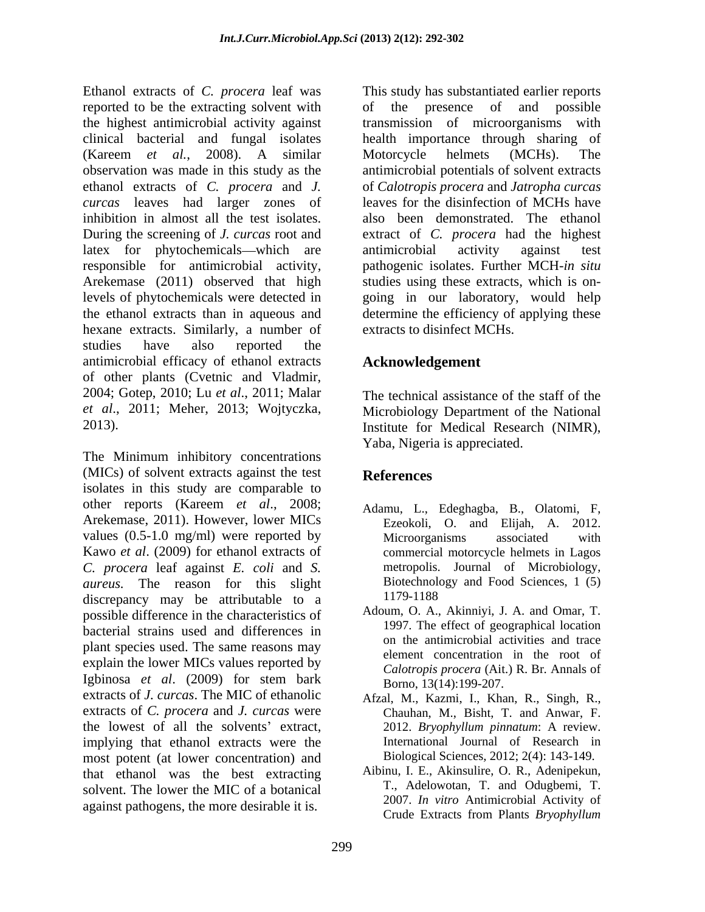Ethanol extracts of *C. procera* leaf was reported to be the extracting solvent with the highest antimicrobial activity against clinical bacterial and fungal isolates (Kareem *et al.*, 2008). A similar observation was made in this study as the ethanol extracts of *C. procera* and *J. curcas* leaves had larger zones of inhibition in almost all the test isolates. During the screening of *J. curcas* root and latex for phytochemicals—which are responsible for antimicrobial activity, Arekemase (2011) observed that high levels of phytochemicals were detected in the ethanol extracts than in aqueous and hexane extracts. Similarly, a number of studies have also reported the antimicrobial efficacy of ethanol extracts of other plants (Cvetnic and Vladmir, 2004; Gotep, 2010; Lu *et al*., 2011; Malar *et al*., 2011; Meher, 2013; Wojtyczka, 2013).

The Minimum inhibitory concentrations (MICs) of solvent extracts against the test isolates in this study are comparable to other reports (Kareem *et al*., 2008; Arekemase, 2011). However, lower MICs values (0.5-1.0 mg/ml) were reported by Kawo *et al*. (2009) for ethanol extracts of *C. procera* leaf against *E. coli* and *S. aureus.* The reason for this slight discrepancy may be attributable to a possible difference in the characteristics of bacterial strains used and differences in plant species used. The same reasons may explain the lower MICs values reported by Igbinosa *et al*. (2009) for stem bark extracts of *J. curcas*. The MIC of ethanolic extracts of *C. procera* and *J. curcas* were the lowest of all the solvents' extract, implying that ethanol extracts were the most potent (at lower concentration) and that ethanol was the best extracting solvent. The lower the MIC of a botanical against pathogens, the more desirable it is.

This study has substantiated earlier reports of the presence of and possible transmission of microorganisms with health importance through sharing of Motorcycle helmets (MCHs). The antimicrobial potentials of solvent extracts of *Calotropis procera* and *Jatropha curcas* leaves for the disinfection of MCHs have also been demonstrated. The ethanol extract of *C. procera* had the highest antimicrobial activity against test pathogenic isolates. Further MCH-*in situ* studies using these extracts, which is on-going in our laboratory, would help determine the efficiency of applying these extracts to disinfect MCHs.

## Acknowledgement

The technical assistance of the staff of the Microbiology Department of the National Institute for Medical Research (NIMR), Yaba, Nigeria is appreciated.

## References

Adamu, L., Edeghagba, B., Olatomi, F, Ezeokoli, O. and Elijah, A. 2012. Microorganisms associated with commercial motorcycle helmets in Lagos metropolis. Journal of Microbiology, Biotechnology and Food Sciences, 1 (5) 1179-1188

Adoum, O. A., Akinniyi, J. A. and Omar, T. 1997. The effect of geographical location on the antimicrobial activities and trace element concentration in the root of *Calotropis procera* (Ait.) R. Br. Annals of Borno, 13(14):199-207.

Afzal, M., Kazmi, I., Khan, R., Singh, R., Chauhan, M., Bisht, T. and Anwar, F. 2012. *Bryophyllum pinnatum*: A review. International Journal of Research in Biological Sciences, 2012; 2(4): 143-149.

Aibinu, I. E., Akinsulire, O. R., Adenipekun, T., Adelowotan, T. and Odugbemi, T. 2007. *In vitro* Antimicrobial Activity of Crude Extracts from Plants *Bryophyllum*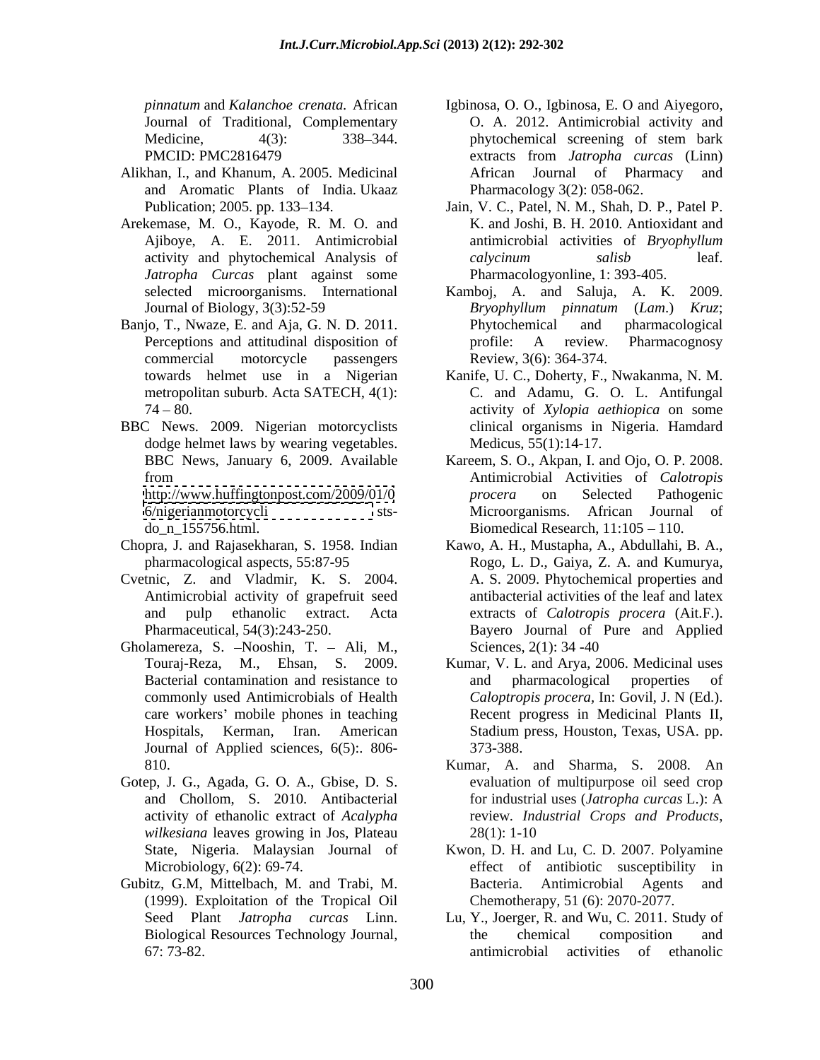*pinnatum* and *Kalanchoe crenata.* African Journal of Traditional, Complementary Medicine, 4(3): 338–344. PMCID: PMC2816479

Alikhan, I., and Khanum, A. 2005. Medicinal and Aromatic Plants of India. Ukaaz Publication; 2005. pp. 133–134.

Arekemase, M. O., Kayode, R. M. O. and Ajiboye, A. E. 2011. Antimicrobial activity and phytochemical Analysis of *Jatropha Curcas* plant against some selected microorganisms. International Journal of Biology, 3(3):52-59

Banjo, T., Nwaze, E. and Aja, G. N. D. 2011. Perceptions and attitudinal disposition of commercial motorcycle passengers towards helmet use in a Nigerian metropolitan suburb. Acta SATECH, 4(1): 74 – 80.

BBC News. 2009. Nigerian motorcyclists dodge helmet laws by wearing vegetables. BBC News, January 6, 2009. Available from http://www.huffingtonpost.com/2009/01/06/nigerianmotorcyclists-do_n_155756.html.

Chopra, J. and Rajasekharan, S. 1958. Indian pharmacological aspects, 55:87-95

Cvetnic, Z. and Vladmir, K. S. 2004. Antimicrobial activity of grapefruit seed and pulp ethanolic extract. Acta Pharmaceutical, 54(3):243-250.

Gholamereza, S. –Nooshin, T. – Ali, M., Touraj-Reza, M., Ehsan, S. 2009. Bacterial contamination and resistance to commonly used Antimicrobials of Health care workers' mobile phones in teaching Hospitals, Kerman, Iran. American Journal of Applied sciences, 6(5):. 806-810.

Gotep, J. G., Agada, G. O. A., Gbise, D. S. and Chollom, S. 2010. Antibacterial activity of ethanolic extract of *Acalypha wilkesiana* leaves growing in Jos, Plateau State, Nigeria. Malaysian Journal of Microbiology, 6(2): 69-74.

Gubitz, G.M, Mittelbach, M. and Trabi, M. (1999). Exploitation of the Tropical Oil Seed Plant *Jatropha curcas* Linn. Biological Resources Technology Journal, 67: 73-82.

Igbinosa, O. O., Igbinosa, E. O and Aiyegoro, O. A. 2012. Antimicrobial activity and phytochemical screening of stem bark extracts from *Jatropha curcas* (Linn) African Journal of Pharmacy and Pharmacology 3(2): 058-062.

Jain, V. C., Patel, N. M., Shah, D. P., Patel P. K. and Joshi, B. H. 2010. Antioxidant and antimicrobial activities of *Bryophyllum calycinum salisb* leaf. Pharmacologyonline, 1: 393-405.

Kamboj, A. and Saluja, A. K. 2009. *Bryophyllum pinnatum* (*Lam*.) *Kruz*; Phytochemical and pharmacological profile: A review. Pharmacognosy Review, 3(6): 364-374.

Kanife, U. C., Doherty, F., Nwakanma, N. M. C. and Adamu, G. O. L. Antifungal activity of *Xylopia aethiopica* on some clinical organisms in Nigeria. Hamdard Medicus, 55(1):14-17.

Kareem, S. O., Akpan, I. and Ojo, O. P. 2008. Antimicrobial Activities of *Calotropis procera* on Selected Pathogenic Microorganisms. African Journal of Biomedical Research, 11:105 – 110.

Kawo, A. H., Mustapha, A., Abdullahi, B. A., Rogo, L. D., Gaiya, Z. A. and Kumurya, A. S. 2009. Phytochemical properties and antibacterial activities of the leaf and latex extracts of *Calotropis procera* (Ait.F.). Bayero Journal of Pure and Applied Sciences, 2(1): 34 -40

Kumar, V. L. and Arya, 2006. Medicinal uses and pharmacological properties of *Caloptropis procera,* In: Govil, J. N (Ed.). Recent progress in Medicinal Plants II, Stadium press, Houston, Texas, USA. pp. 373-388.

Kumar, A. and Sharma, S. 2008. An evaluation of multipurpose oil seed crop for industrial uses (*Jatropha curcas* L.): A review. *Industrial Crops and Products*, 28(1): 1-10

Kwon, D. H. and Lu, C. D. 2007. Polyamine effect of antibiotic susceptibility in Bacteria. Antimicrobial Agents and Chemotherapy, 51 (6): 2070-2077.

Lu, Y., Joerger, R. and Wu, C. 2011. Study of the chemical composition and antimicrobial activities of ethanolic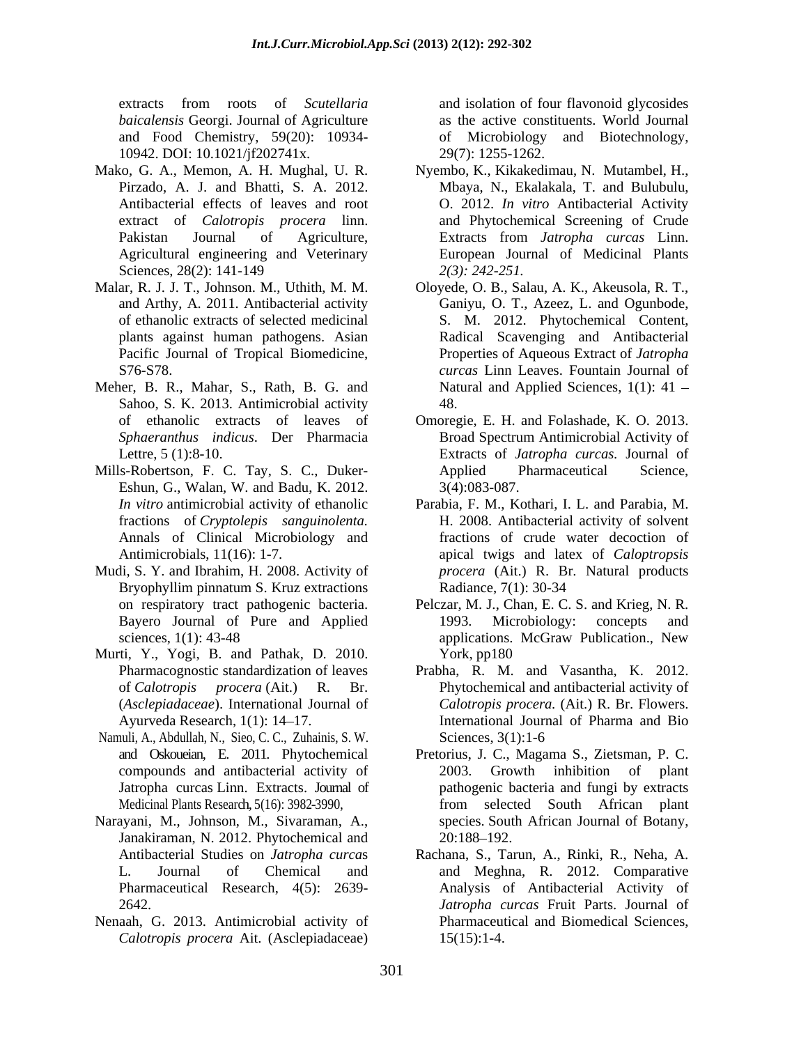extracts from roots of *Scutellaria baicalensis* Georgi. Journal of Agriculture and Food Chemistry, 59(20): 10934-10942. DOI: 10.1021/jf202741x.

Mako, G. A., Memon, A. H. Mughal, U. R. Pirzado, A. J. and Bhatti, S. A. 2012. Antibacterial effects of leaves and root extract of *Calotropis procera* linn. Pakistan Journal of Agriculture, Agricultural engineering and Veterinary Sciences, 28(2): 141-149

Malar, R. J. J. T., Johnson. M., Uthith, M. M. and Arthy, A. 2011. Antibacterial activity of ethanolic extracts of selected medicinal plants against human pathogens. Asian Pacific Journal of Tropical Biomedicine, S76-S78.

Meher, B. R., Mahar, S., Rath, B. G. and Sahoo, S. K. 2013. Antimicrobial activity of ethanolic extracts of leaves of *Sphaeranthus indicus*. Der Pharmacia Lettre, 5 (1):8-10.

Mills-Robertson, F. C. Tay, S. C., Duker-Eshun, G., Walan, W. and Badu, K. 2012. *In vitro* antimicrobial activity of ethanolic fractions of *Cryptolepis sanguinolenta.* Annals of Clinical Microbiology and Antimicrobials, 11(16): 1-7.

Mudi, S. Y. and Ibrahim, H. 2008. Activity of Bryophyllim pinnatum S. Kruz extractions on respiratory tract pathogenic bacteria. Bayero Journal of Pure and Applied sciences, 1(1): 43-48

Murti, Y., Yogi, B. and Pathak, D. 2010. Pharmacognostic standardization of leaves of *Calotropis procera* (Ait.) R. Br. (*Asclepiadaceae*). International Journal of Ayurveda Research, 1(1): 14–17.

Namuli, A., Abdullah, N., Sieo, C. C., Zuhainis, S. W. and Oskoueian, E. 2011. Phytochemical compounds and antibacterial activity of Jatropha curcas Linn. Extracts. Journal of Medicinal Plants Research, 5(16): 3982-3990,

Narayani, M., Johnson, M., Sivaraman, A., Janakiraman, N. 2012. Phytochemical and Antibacterial Studies on *Jatropha curcas* L. Journal of Chemical and Pharmaceutical Research, 4(5): 2639-2642.

Nenaah, G. 2013. Antimicrobial activity of *Calotropis procera* Ait. (Asclepiadaceae) and isolation of four flavonoid glycosides as the active constituents. World Journal of Microbiology and Biotechnology, 29(7): 1255-1262.

Nyembo, K., Kikakedimau, N. Mutambel, H., Mbaya, N., Ekalakala, T. and Bulubulu, O. 2012. *In vitro* Antibacterial Activity and Phytochemical Screening of Crude Extracts from *Jatropha curcas* Linn. European Journal of Medicinal Plants *2(3): 242-251.*

Oloyede, O. B., Salau, A. K., Akeusola, R. T., Ganiyu, O. T., Azeez, L. and Ogunbode, S. M. 2012. Phytochemical Content, Radical Scavenging and Antibacterial Properties of Aqueous Extract of *Jatropha curcas* Linn Leaves. Fountain Journal of Natural and Applied Sciences, 1(1): 41 – 48.

Omoregie, E. H. and Folashade, K. O. 2013. Broad Spectrum Antimicrobial Activity of Extracts of *Jatropha curcas.* Journal of Applied Pharmaceutical Science, 3(4):083-087.

Parabia, F. M., Kothari, I. L. and Parabia, M. H. 2008. Antibacterial activity of solvent fractions of crude water decoction of apical twigs and latex of *Caloptropsis procera* (Ait.) R. Br. Natural products Radiance, 7(1): 30-34

Pelczar, M. J., Chan, E. C. S. and Krieg, N. R. 1993. Microbiology: concepts and applications. McGraw Publication., New York, pp180

Prabha, R. M. and Vasantha, K. 2012. Phytochemical and antibacterial activity of *Calotropis procera.* (Ait.) R. Br. Flowers. International Journal of Pharma and Bio Sciences, 3(1):1-6

Pretorius, J. C., Magama S., Zietsman, P. C. 2003. Growth inhibition of plant pathogenic bacteria and fungi by extracts from selected South African plant species. South African Journal of Botany, 20:188–192.

Rachana, S., Tarun, A., Rinki, R., Neha, A. and Meghna, R. 2012. Comparative Analysis of Antibacterial Activity of *Jatropha curcas* Fruit Parts. Journal of Pharmaceutical and Biomedical Sciences, 15(15):1-4.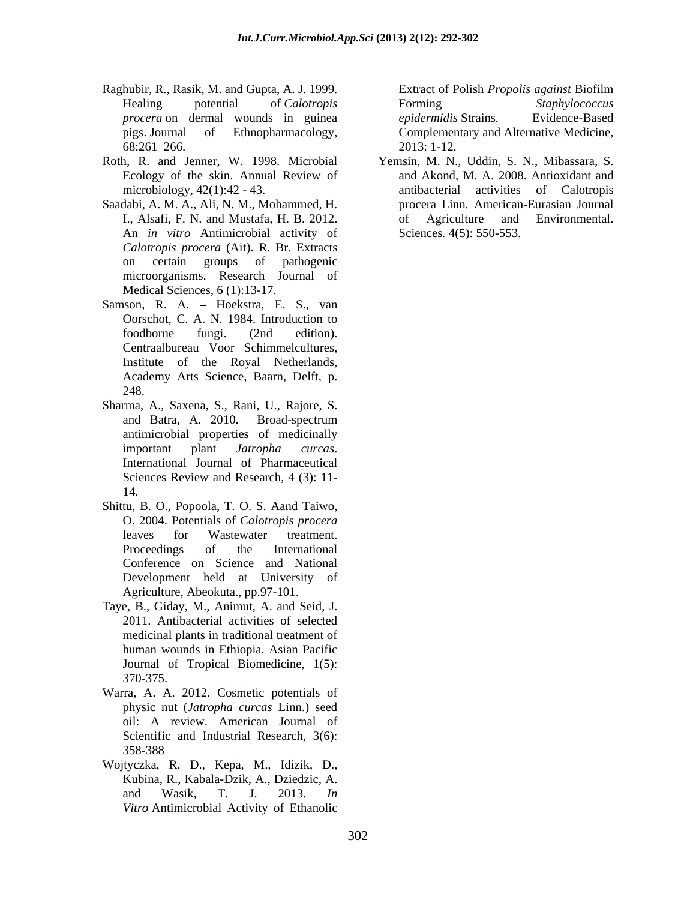Raghubir, R., Rasik, M. and Gupta, A. J. 1999. Healing potential of *Calotropis procera* on dermal wounds in guinea pigs. Journal of Ethnopharmacology, 68:261–266.

Roth, R. and Jenner, W. 1998. Microbial Ecology of the skin. Annual Review of microbiology, 42(1):42 - 43.

Saadabi, A. M. A., Ali, N. M., Mohammed, H. I., Alsafi, F. N. and Mustafa, H. B. 2012. An *in vitro* Antimicrobial activity of *Calotropis procera* (Ait). R. Br. Extracts on certain groups of pathogenic microorganisms. Research Journal of Medical Sciences, 6 (1):13-17.

Samson, R. A. – Hoekstra, E. S., van Oorschot, C. A. N. 1984. Introduction to foodborne fungi. (2nd edition). Centraalbureau Voor Schimmelcultures, Institute of the Royal Netherlands, Academy Arts Science, Baarn, Delft, p. 248.

Sharma, A., Saxena, S., Rani, U., Rajore, S. and Batra, A. 2010. Broad-spectrum antimicrobial properties of medicinally important plant *Jatropha curcas*. International Journal of Pharmaceutical Sciences Review and Research, 4 (3): 11-14.

Shittu, B. O., Popoola, T. O. S. Aand Taiwo, O. 2004. Potentials of *Calotropis procera* leaves for Wastewater treatment. Proceedings of the International Conference on Science and National Development held at University of Agriculture, Abeokuta., pp.97-101.

Taye, B., Giday, M., Animut, A. and Seid, J. 2011. Antibacterial activities of selected medicinal plants in traditional treatment of human wounds in Ethiopia. Asian Pacific Journal of Tropical Biomedicine, 1(5): 370-375.

Warra, A. A. 2012. Cosmetic potentials of physic nut (*Jatropha curcas* Linn.) seed oil: A review. American Journal of Scientific and Industrial Research, 3(6): 358-388

Wojtyczka, R. D., Kepa, M., Idizik, D., Kubina, R., Kabala-Dzik, A., Dziedzic, A. and Wasik, T. J. 2013. *In Vitro* Antimicrobial Activity of Ethanolic Extract of Polish *Propolis against* Biofilm Forming *Staphylococcus epidermidis* Strains. Evidence-Based Complementary and Alternative Medicine, 2013: 1-12.

Yemsin, M. N., Uddin, S. N., Mibassara, S. and Akond, M. A. 2008. Antioxidant and antibacterial activities of Calotropis procera Linn. American-Eurasian Journal of Agriculture and Environmental. Sciences*.* 4(5): 550-553.